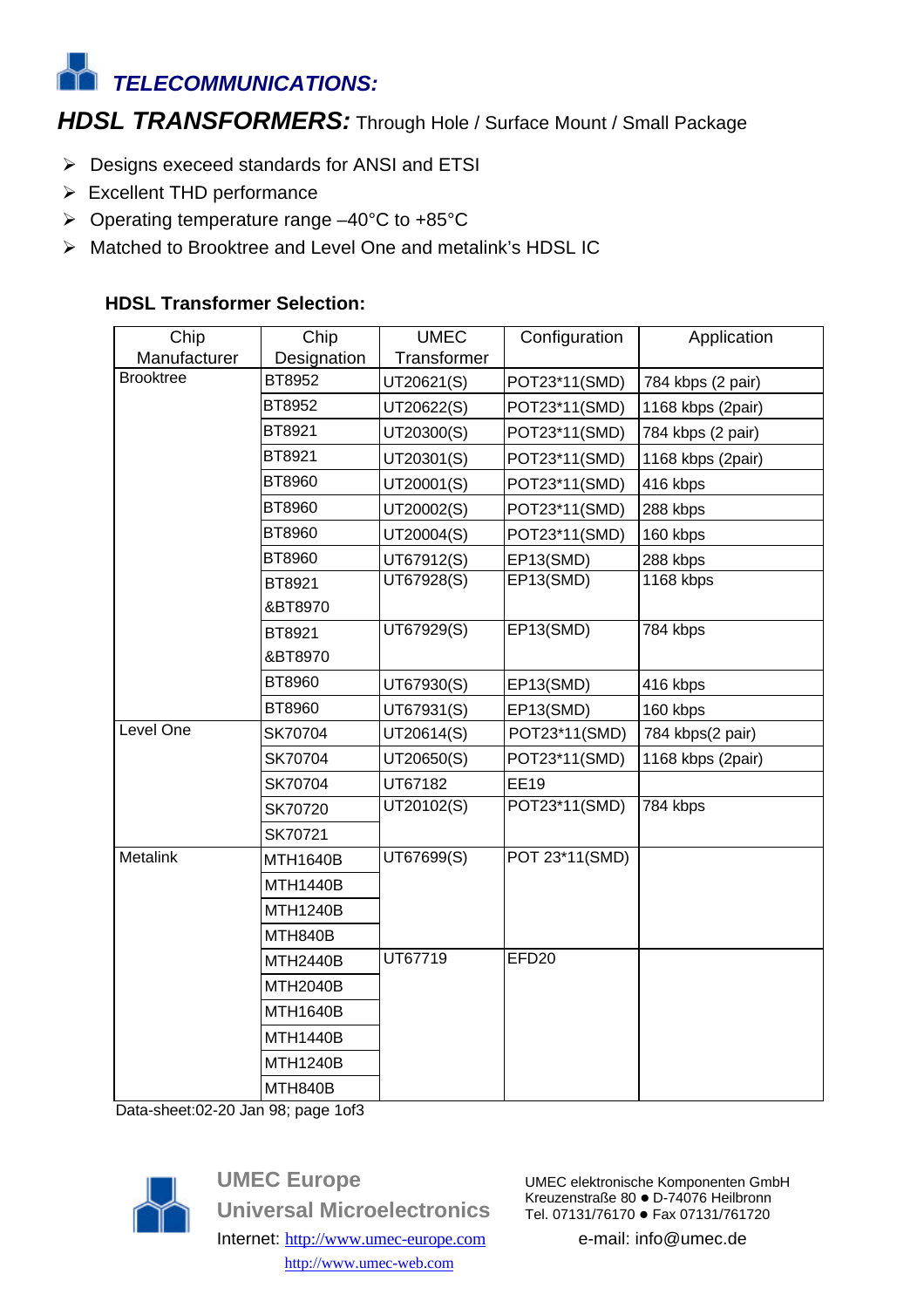# *TELECOMMUNICATIONS:*

## *HDSL TRANSFORMERS:* Through Hole / Surface Mount / Small Package

- Designs execeed standards for ANSI and ETSI
- Excellent THD performance
- Operating temperature range –40°C to +85°C
- Matched to Brooktree and Level One and metalink's HDSL IC

**HDSL Transformer Selection:**

| Chip Manufacturer | Chip Designation | UMEC Transformer | Configuration | Application |
|---|---|---|---|---|
| Brooktree | BT8952 | UT20621(S) | POT23*11(SMD) | 784 kbps (2 pair) |
| | BT8952 | UT20622(S) | POT23*11(SMD) | 1168 kbps (2pair) |
| | BT8921 | UT20300(S) | POT23*11(SMD) | 784 kbps (2 pair) |
| | BT8921 | UT20301(S) | POT23*11(SMD) | 1168 kbps (2pair) |
| | BT8960 | UT20001(S) | POT23*11(SMD) | 416 kbps |
| | BT8960 | UT20002(S) | POT23*11(SMD) | 288 kbps |
| | BT8960 | UT20004(S) | POT23*11(SMD) | 160 kbps |
| | BT8960 | UT67912(S) | EP13(SMD) | 288 kbps |
| | BT8921 &BT8970 | UT67928(S) | EP13(SMD) | 1168 kbps |
| | BT8921 &BT8970 | UT67929(S) | EP13(SMD) | 784 kbps |
| | BT8960 | UT67930(S) | EP13(SMD) | 416 kbps |
| | BT8960 | UT67931(S) | EP13(SMD) | 160 kbps |
| Level One | SK70704 | UT20614(S) | POT23*11(SMD) | 784 kbps(2 pair) |
| | SK70704 | UT20650(S) | POT23*11(SMD) | 1168 kbps (2pair) |
| | SK70704 | UT67182 | EE19 | |
| | SK70720 | UT20102(S) | POT23*11(SMD) | 784 kbps |
| | SK70721 | | | |
| Metalink | MTH1640B | UT67699(S) | POT 23*11(SMD) | |
| | MTH1440B | | | |
| | MTH1240B | | | |
| | MTH840B | | | |
| | MTH2440B | UT67719 | EFD20 | |
| | MTH2040B | | | |
| | MTH1640B | | | |
| | MTH1440B | | | |
| | MTH1240B | | | |
| | MTH840B | | | |

Data-sheet:02-20 Jan 98; page 1of3

**UMEC Europe**
**Universal Microelectronics**
Internet: http://www.umec-europe.com
http://www.umec-web.com

UMEC elektronische Komponenten GmbH
Kreuzenstraße 80 ● D-74076 Heilbronn
Tel. 07131/76170 ● Fax 07131/761720
e-mail: info@umec.de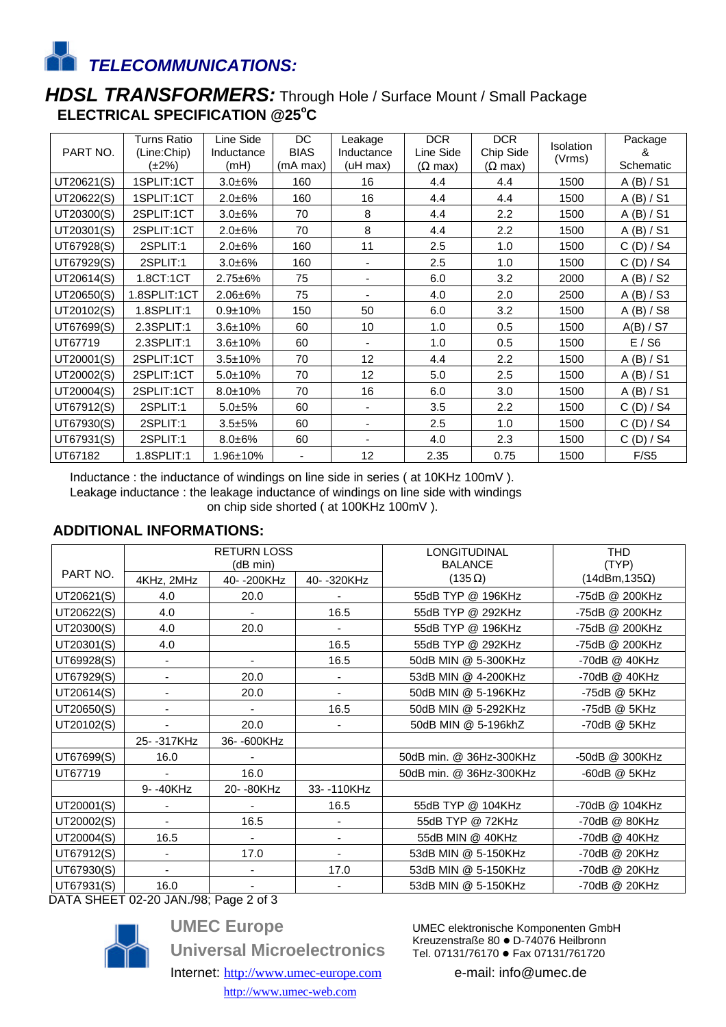# TELECOMMUNICATIONS:

## HDSL TRANSFORMERS: Through Hole / Surface Mount / Small Package

### ELECTRICAL SPECIFICATION @25°C

| PART NO. | Turns Ratio (Line:Chip) (±2%) | Line Side Inductance (mH) | DC BIAS (mA max) | Leakage Inductance (uH max) | DCR Line Side (Ω max) | DCR Chip Side (Ω max) | Isolation (Vrms) | Package & Schematic |
|---|---|---|---|---|---|---|---|---|
| UT20621(S) | 1SPLIT:1CT | 3.0±6% | 160 | 16 | 4.4 | 4.4 | 1500 | A (B) / S1 |
| UT20622(S) | 1SPLIT:1CT | 2.0±6% | 160 | 16 | 4.4 | 4.4 | 1500 | A (B) / S1 |
| UT20300(S) | 2SPLIT:1CT | 3.0±6% | 70 | 8 | 4.4 | 2.2 | 1500 | A (B) / S1 |
| UT20301(S) | 2SPLIT:1CT | 2.0±6% | 70 | 8 | 4.4 | 2.2 | 1500 | A (B) / S1 |
| UT67928(S) | 2SPLIT:1 | 2.0±6% | 160 | 11 | 2.5 | 1.0 | 1500 | C (D) / S4 |
| UT67929(S) | 2SPLIT:1 | 3.0±6% | 160 | - | 2.5 | 1.0 | 1500 | C (D) / S4 |
| UT20614(S) | 1.8CT:1CT | 2.75±6% | 75 | - | 6.0 | 3.2 | 2000 | A (B) / S2 |
| UT20650(S) | 1.8SPLIT:1CT | 2.06±6% | 75 | - | 4.0 | 2.0 | 2500 | A (B) / S3 |
| UT20102(S) | 1.8SPLIT:1 | 0.9±10% | 150 | 50 | 6.0 | 3.2 | 1500 | A (B) / S8 |
| UT67699(S) | 2.3SPLIT:1 | 3.6±10% | 60 | 10 | 1.0 | 0.5 | 1500 | A(B) / S7 |
| UT67719 | 2.3SPLIT:1 | 3.6±10% | 60 | - | 1.0 | 0.5 | 1500 | E / S6 |
| UT20001(S) | 2SPLIT:1CT | 3.5±10% | 70 | 12 | 4.4 | 2.2 | 1500 | A (B) / S1 |
| UT20002(S) | 2SPLIT:1CT | 5.0±10% | 70 | 12 | 5.0 | 2.5 | 1500 | A (B) / S1 |
| UT20004(S) | 2SPLIT:1CT | 8.0±10% | 70 | 16 | 6.0 | 3.0 | 1500 | A (B) / S1 |
| UT67912(S) | 2SPLIT:1 | 5.0±5% | 60 | - | 3.5 | 2.2 | 1500 | C (D) / S4 |
| UT67930(S) | 2SPLIT:1 | 3.5±5% | 60 | - | 2.5 | 1.0 | 1500 | C (D) / S4 |
| UT67931(S) | 2SPLIT:1 | 8.0±6% | 60 | - | 4.0 | 2.3 | 1500 | C (D) / S4 |
| UT67182 | 1.8SPLIT:1 | 1.96±10% | - | 12 | 2.35 | 0.75 | 1500 | F/S5 |

Inductance : the inductance of windings on line side in series ( at 10KHz 100mV ).
Leakage inductance : the leakage inductance of windings on line side with windings on chip side shorted ( at 100KHz 100mV ).

### ADDITIONAL INFORMATIONS:

| PART NO. | RETURN LOSS (dB min) | | | LONGITUDINAL BALANCE (135 Ω) | THD (TYP) (14dBm,135Ω) |
|---|---|---|---|---|---|
| | 4KHz, 2MHz | 40- -200KHz | 40- -320KHz | | |
| UT20621(S) | 4.0 | 20.0 | - | 55dB TYP @ 196KHz | -75dB @ 200KHz |
| UT20622(S) | 4.0 | - | 16.5 | 55dB TYP @ 292KHz | -75dB @ 200KHz |
| UT20300(S) | 4.0 | 20.0 | - | 55dB TYP @ 196KHz | -75dB @ 200KHz |
| UT20301(S) | 4.0 | | 16.5 | 55dB TYP @ 292KHz | -75dB @ 200KHz |
| UT69928(S) | - | - | 16.5 | 50dB MIN @ 5-300KHz | -70dB @ 40KHz |
| UT67929(S) | - | 20.0 | - | 53dB MIN @ 4-200KHz | -70dB @ 40KHz |
| UT20614(S) | - | 20.0 | - | 50dB MIN @ 5-196KHz | -75dB @ 5KHz |
| UT20650(S) | - | - | 16.5 | 50dB MIN @ 5-292KHz | -75dB @ 5KHz |
| UT20102(S) | - | 20.0 | - | 50dB MIN @ 5-196khZ | -70dB @ 5KHz |
| | 25- -317KHz | 36- -600KHz | | | |
| UT67699(S) | 16.0 | - | | 50dB min. @ 36Hz-300KHz | -50dB @ 300KHz |
| UT67719 | - | 16.0 | | 50dB min. @ 36Hz-300KHz | -60dB @ 5KHz |
| | 9- -40KHz | 20- -80KHz | 33- -110KHz | | |
| UT20001(S) | - | - | 16.5 | 55dB TYP @ 104KHz | -70dB @ 104KHz |
| UT20002(S) | - | 16.5 | - | 55dB TYP @ 72KHz | -70dB @ 80KHz |
| UT20004(S) | 16.5 | - | - | 55dB MIN @ 40KHz | -70dB @ 40KHz |
| UT67912(S) | - | 17.0 | - | 53dB MIN @ 5-150KHz | -70dB @ 20KHz |
| UT67930(S) | - | - | 17.0 | 53dB MIN @ 5-150KHz | -70dB @ 20KHz |
| UT67931(S) | 16.0 | - | - | 53dB MIN @ 5-150KHz | -70dB @ 20KHz |

DATA SHEET 02-20 JAN./98; Page 2 of 3

**UMEC Europe**
**Universal Microelectronics**
Internet: http://www.umec-europe.com
http://www.umec-web.com

UMEC elektronische Komponenten GmbH
Kreuzenstraße 80 ● D-74076 Heilbronn
Tel. 07131/76170 ● Fax 07131/761720
e-mail: info@umec.de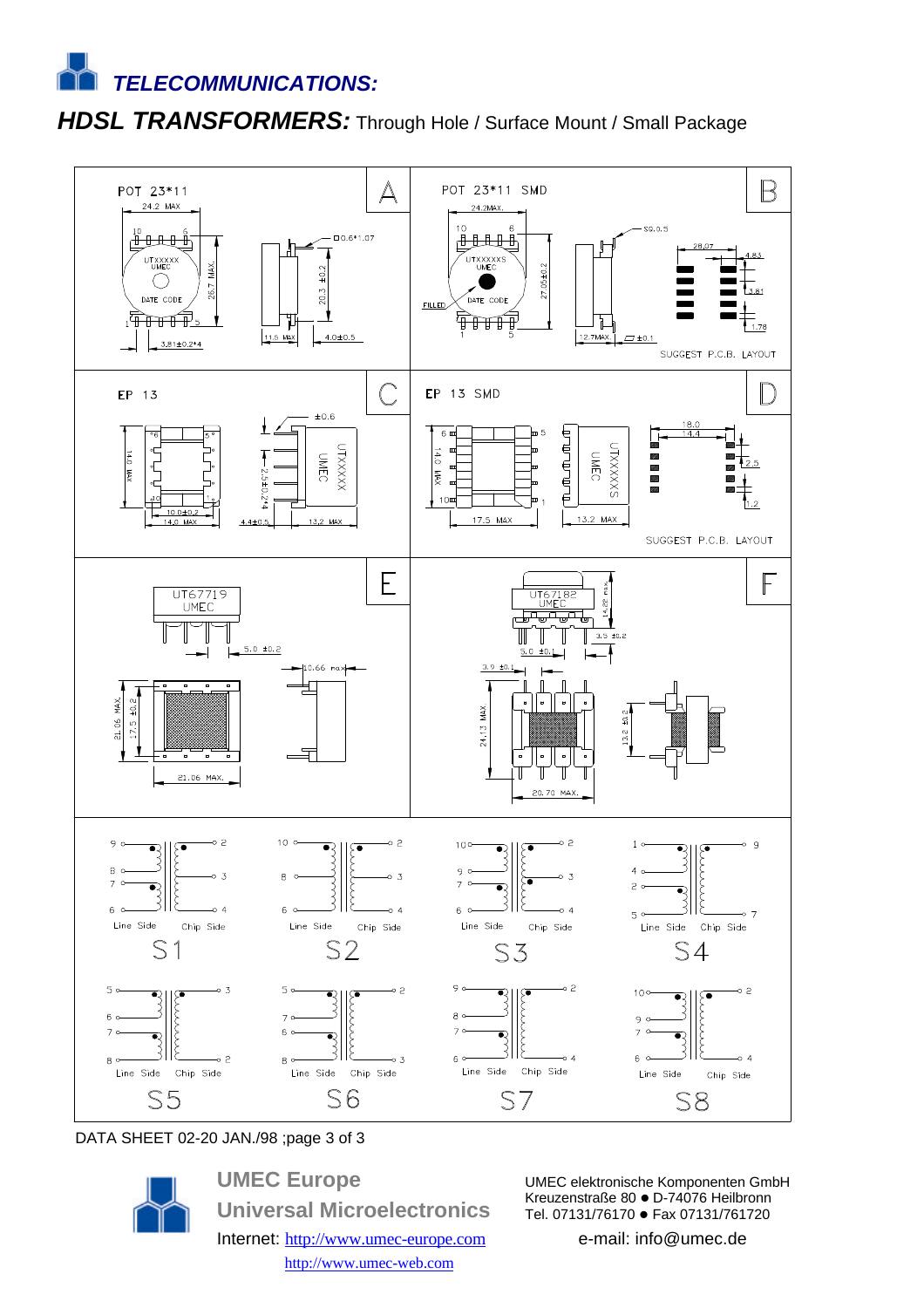# *TELECOMMUNICATIONS:*

## ***HDSL TRANSFORMERS:*** Through Hole / Surface Mount / Small Package

**A** — POT 23*11

24.2 MAX
10 6
UTXXXXX
UMEC
DATE CODE
1 5
26.7 MAX.
3.81±0.2*4
□0.6*1.07
20.3 ±0.2
11.5 MAX
4.0±0.5

**B** — POT 23*11 SMD

24.2MAX.
10 6
UTXXXXXS
UMEC
DATE CODE
FILLED
1 5
27.05±0.2
SQ.0.5
12.7MAX.
▱ ±0.1
28.07
4.83
3.81
1.78
SUGGEST P.C.B. LAYOUT

**C** — EP 13

6 5
1 4
14.0 MAX
10.0±0.2
14.0 MAX
±0.6
2.5±0.2*4
UTXXXXX
UMEC
4.4±0.5
13.2 MAX

**D** — EP 13 SMD

6 5
10 1
14.0 MAX
17.5 MAX
UTXXXXXS
UMEC
13.2 MAX
18.0
14.4
2.5
1.2
SUGGEST P.C.B. LAYOUT

**E**

UT67719
UMEC
5.0 ±0.2
10.66 max
21.06 MAX.
17.5 ±0.2
21.06 MAX.

**F**

UT67182
UMEC
14.22 max
3.5 ±0.2
5.0 ±0.1
3.9 ±0.1
24.13 MAX.
13.2 ±0.2
20.70 MAX.

**Schematics**

S1 — Line Side: 9, 8, 7, 6; Chip Side: 2, 3, 4

S2 — Line Side: 10, 8, 6; Chip Side: 2, 3, 4

S3 — Line Side: 10, 9, 7, 6; Chip Side: 2, 3, 4

S4 — Line Side: 1, 4, 2, 5; Chip Side: 9, 7

S5 — Line Side: 5, 6, 7, 8; Chip Side: 3, 2

S6 — Line Side: 5, 7, 6, 8; Chip Side: 2, 3

S7 — Line Side: 9, 8, 7, 6; Chip Side: 2, 4

S8 — Line Side: 10, 9, 7, 6; Chip Side: 2, 4

DATA SHEET 02-20 JAN./98 ;page 3 of 3

**UMEC Europe**
**Universal Microelectronics**
Internet: http://www.umec-europe.com
http://www.umec-web.com

UMEC elektronische Komponenten GmbH
Kreuzenstraße 80 ● D-74076 Heilbronn
Tel. 07131/76170 ● Fax 07131/761720
e-mail: info@umec.de